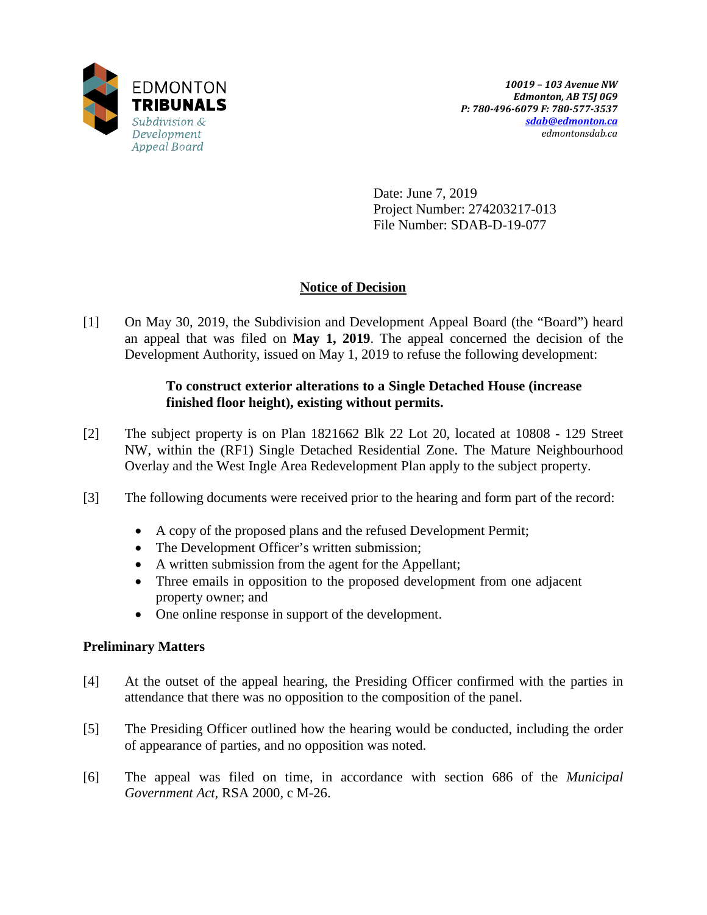EDMONTON **TRIBUNALS**
*Subdivision & Development Appeal Board*

*10019 – 103 Avenue NW*
*Edmonton, AB T5J 0G9*
*P: 780-496-6079 F: 780-577-3537*
*sdab@edmonton.ca*
*edmontonsdab.ca*

Date: June 7, 2019
Project Number: 274203217-013
File Number: SDAB-D-19-077

## Notice of Decision

[1] On May 30, 2019, the Subdivision and Development Appeal Board (the "Board") heard an appeal that was filed on **May 1, 2019**. The appeal concerned the decision of the Development Authority, issued on May 1, 2019 to refuse the following development:

> **To construct exterior alterations to a Single Detached House (increase finished floor height), existing without permits.**

[2] The subject property is on Plan 1821662 Blk 22 Lot 20, located at 10808 - 129 Street NW, within the (RF1) Single Detached Residential Zone. The Mature Neighbourhood Overlay and the West Ingle Area Redevelopment Plan apply to the subject property.

[3] The following documents were received prior to the hearing and form part of the record:

- A copy of the proposed plans and the refused Development Permit;
- The Development Officer's written submission;
- A written submission from the agent for the Appellant;
- Three emails in opposition to the proposed development from one adjacent property owner; and
- One online response in support of the development.

### Preliminary Matters

[4] At the outset of the appeal hearing, the Presiding Officer confirmed with the parties in attendance that there was no opposition to the composition of the panel.

[5] The Presiding Officer outlined how the hearing would be conducted, including the order of appearance of parties, and no opposition was noted.

[6] The appeal was filed on time, in accordance with section 686 of the *Municipal Government Act*, RSA 2000, c M-26.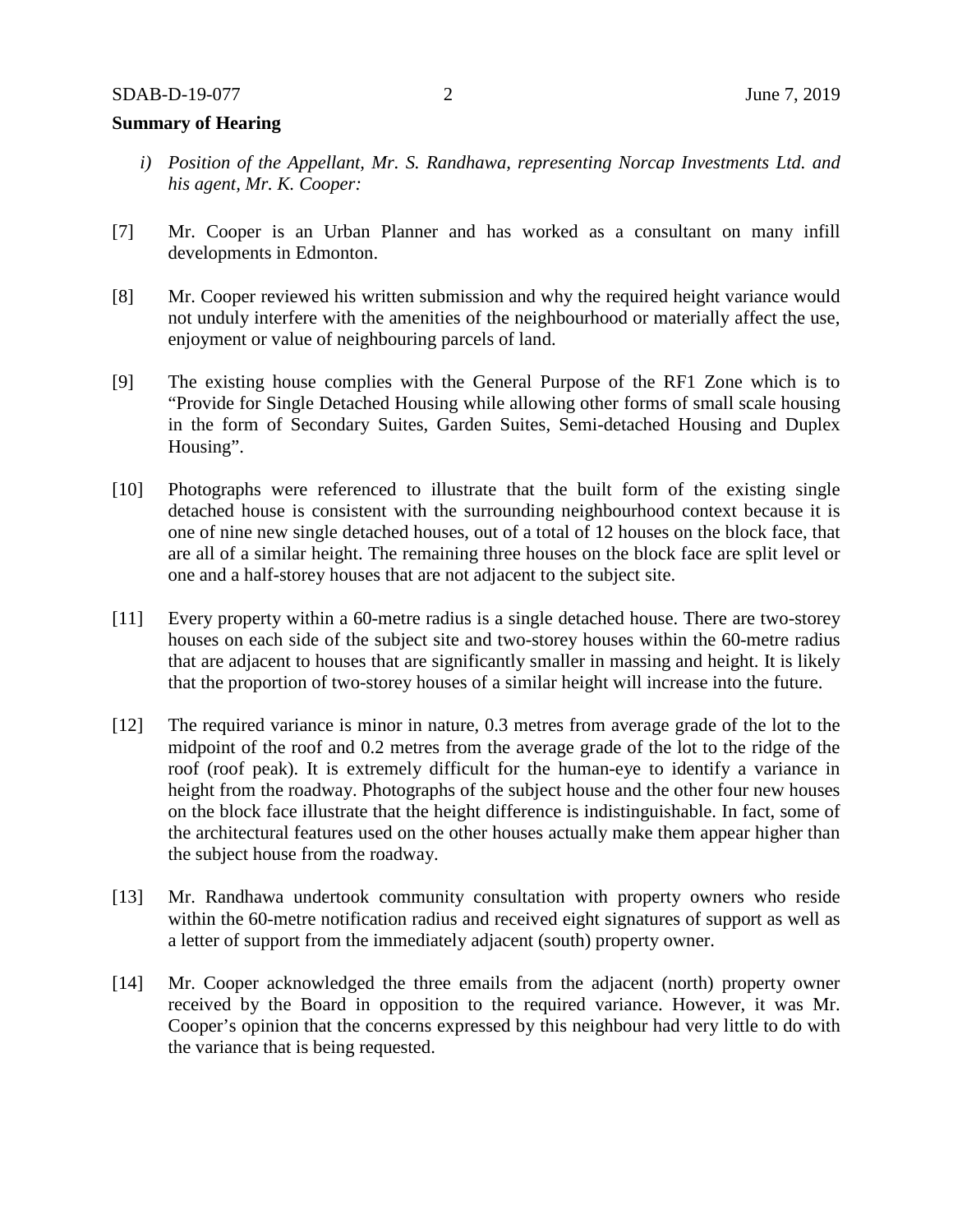**Summary of Hearing**

*i) Position of the Appellant, Mr. S. Randhawa, representing Norcap Investments Ltd. and his agent, Mr. K. Cooper:*

[7] Mr. Cooper is an Urban Planner and has worked as a consultant on many infill developments in Edmonton.

[8] Mr. Cooper reviewed his written submission and why the required height variance would not unduly interfere with the amenities of the neighbourhood or materially affect the use, enjoyment or value of neighbouring parcels of land.

[9] The existing house complies with the General Purpose of the RF1 Zone which is to "Provide for Single Detached Housing while allowing other forms of small scale housing in the form of Secondary Suites, Garden Suites, Semi-detached Housing and Duplex Housing".

[10] Photographs were referenced to illustrate that the built form of the existing single detached house is consistent with the surrounding neighbourhood context because it is one of nine new single detached houses, out of a total of 12 houses on the block face, that are all of a similar height. The remaining three houses on the block face are split level or one and a half-storey houses that are not adjacent to the subject site.

[11] Every property within a 60-metre radius is a single detached house. There are two-storey houses on each side of the subject site and two-storey houses within the 60-metre radius that are adjacent to houses that are significantly smaller in massing and height. It is likely that the proportion of two-storey houses of a similar height will increase into the future.

[12] The required variance is minor in nature, 0.3 metres from average grade of the lot to the midpoint of the roof and 0.2 metres from the average grade of the lot to the ridge of the roof (roof peak). It is extremely difficult for the human-eye to identify a variance in height from the roadway. Photographs of the subject house and the other four new houses on the block face illustrate that the height difference is indistinguishable. In fact, some of the architectural features used on the other houses actually make them appear higher than the subject house from the roadway.

[13] Mr. Randhawa undertook community consultation with property owners who reside within the 60-metre notification radius and received eight signatures of support as well as a letter of support from the immediately adjacent (south) property owner.

[14] Mr. Cooper acknowledged the three emails from the adjacent (north) property owner received by the Board in opposition to the required variance. However, it was Mr. Cooper's opinion that the concerns expressed by this neighbour had very little to do with the variance that is being requested.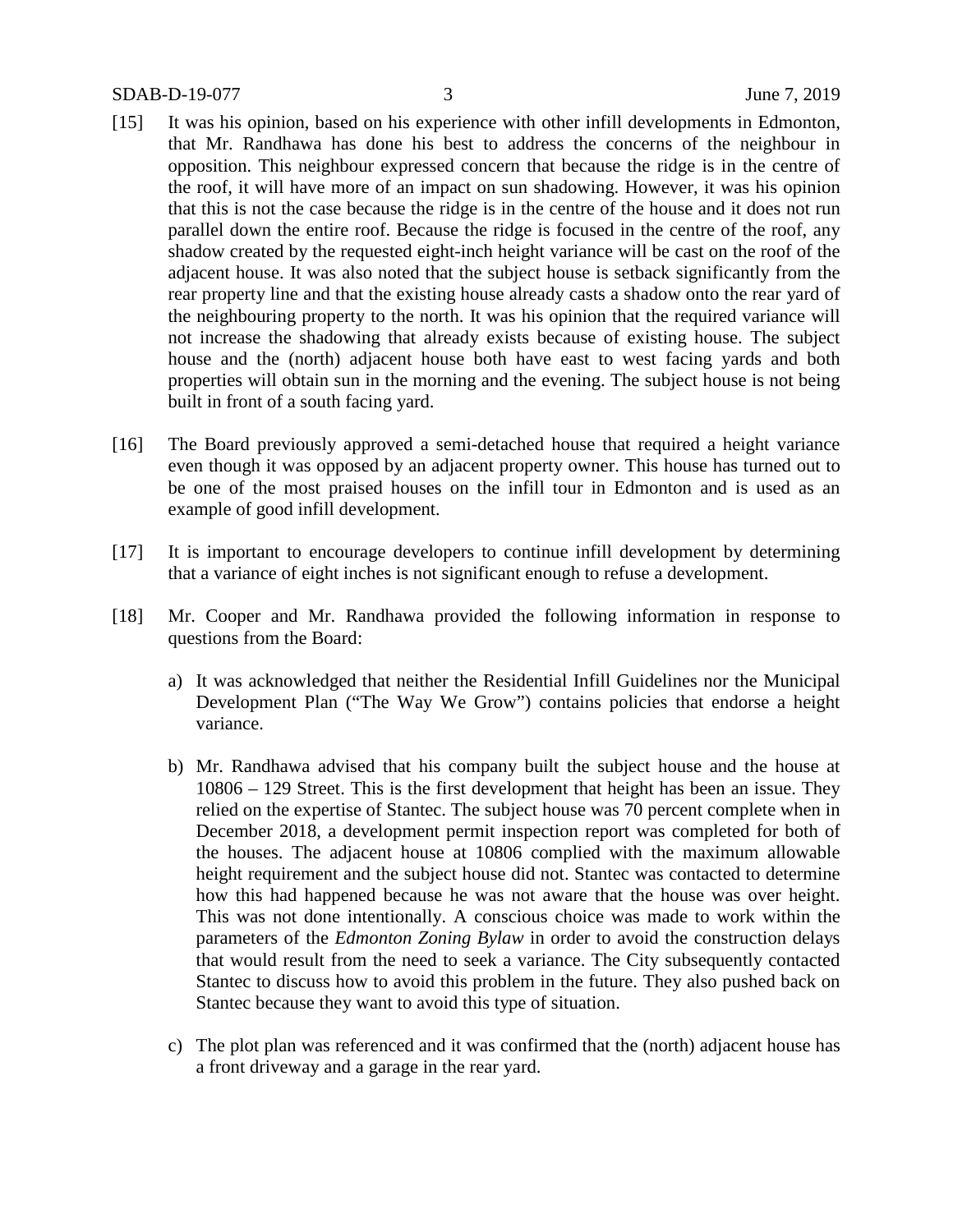[15] It was his opinion, based on his experience with other infill developments in Edmonton, that Mr. Randhawa has done his best to address the concerns of the neighbour in opposition. This neighbour expressed concern that because the ridge is in the centre of the roof, it will have more of an impact on sun shadowing. However, it was his opinion that this is not the case because the ridge is in the centre of the house and it does not run parallel down the entire roof. Because the ridge is focused in the centre of the roof, any shadow created by the requested eight-inch height variance will be cast on the roof of the adjacent house. It was also noted that the subject house is setback significantly from the rear property line and that the existing house already casts a shadow onto the rear yard of the neighbouring property to the north. It was his opinion that the required variance will not increase the shadowing that already exists because of existing house. The subject house and the (north) adjacent house both have east to west facing yards and both properties will obtain sun in the morning and the evening. The subject house is not being built in front of a south facing yard.

[16] The Board previously approved a semi-detached house that required a height variance even though it was opposed by an adjacent property owner. This house has turned out to be one of the most praised houses on the infill tour in Edmonton and is used as an example of good infill development.

[17] It is important to encourage developers to continue infill development by determining that a variance of eight inches is not significant enough to refuse a development.

[18] Mr. Cooper and Mr. Randhawa provided the following information in response to questions from the Board:

a) It was acknowledged that neither the Residential Infill Guidelines nor the Municipal Development Plan ("The Way We Grow") contains policies that endorse a height variance.

b) Mr. Randhawa advised that his company built the subject house and the house at 10806 – 129 Street. This is the first development that height has been an issue. They relied on the expertise of Stantec. The subject house was 70 percent complete when in December 2018, a development permit inspection report was completed for both of the houses. The adjacent house at 10806 complied with the maximum allowable height requirement and the subject house did not. Stantec was contacted to determine how this had happened because he was not aware that the house was over height. This was not done intentionally. A conscious choice was made to work within the parameters of the *Edmonton Zoning Bylaw* in order to avoid the construction delays that would result from the need to seek a variance. The City subsequently contacted Stantec to discuss how to avoid this problem in the future. They also pushed back on Stantec because they want to avoid this type of situation.

c) The plot plan was referenced and it was confirmed that the (north) adjacent house has a front driveway and a garage in the rear yard.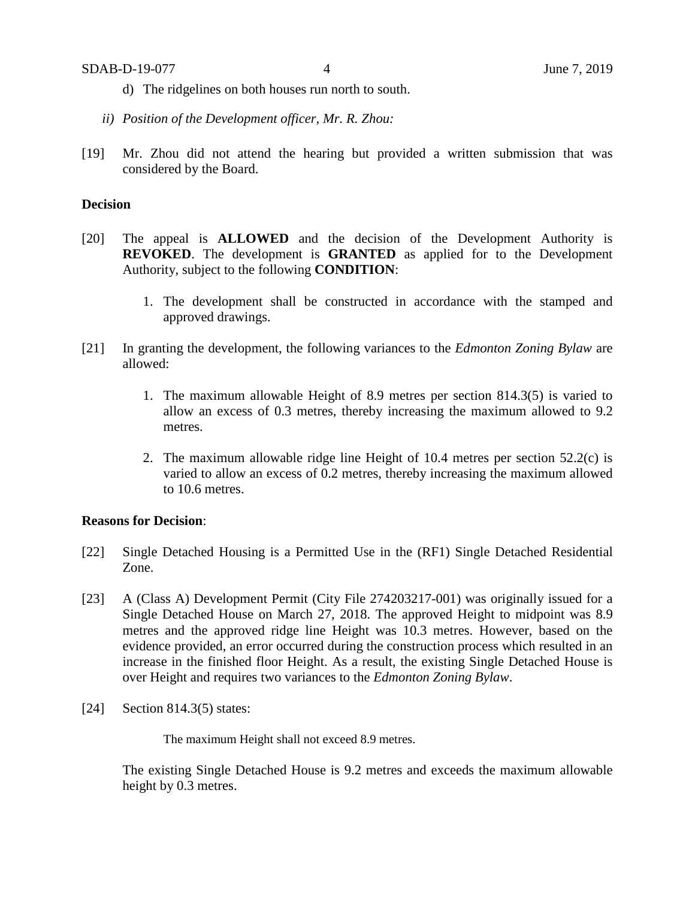d) The ridgelines on both houses run north to south.

*ii) Position of the Development officer, Mr. R. Zhou:*

[19] Mr. Zhou did not attend the hearing but provided a written submission that was considered by the Board.

**Decision**

[20] The appeal is **ALLOWED** and the decision of the Development Authority is **REVOKED**. The development is **GRANTED** as applied for to the Development Authority, subject to the following **CONDITION**:

1. The development shall be constructed in accordance with the stamped and approved drawings.

[21] In granting the development, the following variances to the *Edmonton Zoning Bylaw* are allowed:

1. The maximum allowable Height of 8.9 metres per section 814.3(5) is varied to allow an excess of 0.3 metres, thereby increasing the maximum allowed to 9.2 metres.

2. The maximum allowable ridge line Height of 10.4 metres per section 52.2(c) is varied to allow an excess of 0.2 metres, thereby increasing the maximum allowed to 10.6 metres.

**Reasons for Decision**:

[22] Single Detached Housing is a Permitted Use in the (RF1) Single Detached Residential Zone.

[23] A (Class A) Development Permit (City File 274203217-001) was originally issued for a Single Detached House on March 27, 2018. The approved Height to midpoint was 8.9 metres and the approved ridge line Height was 10.3 metres. However, based on the evidence provided, an error occurred during the construction process which resulted in an increase in the finished floor Height. As a result, the existing Single Detached House is over Height and requires two variances to the *Edmonton Zoning Bylaw*.

[24] Section 814.3(5) states:

> The maximum Height shall not exceed 8.9 metres.

The existing Single Detached House is 9.2 metres and exceeds the maximum allowable height by 0.3 metres.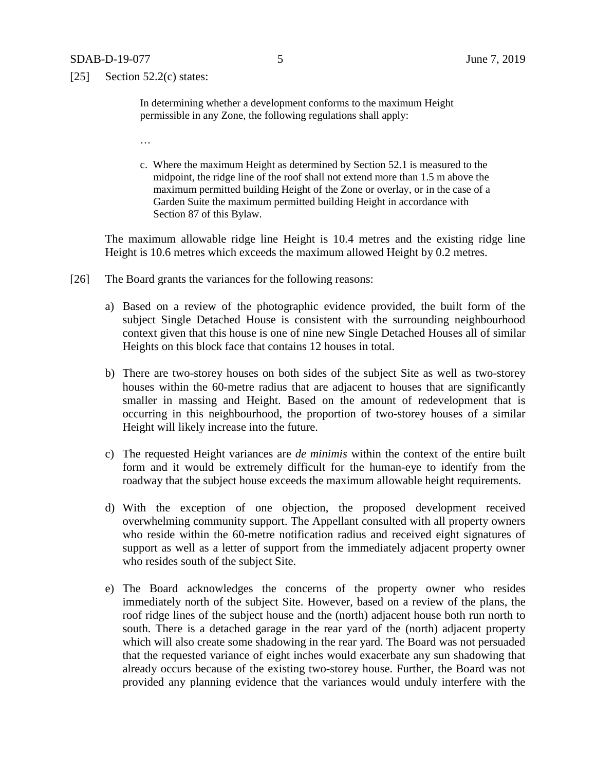[25] Section 52.2(c) states:

> In determining whether a development conforms to the maximum Height permissible in any Zone, the following regulations shall apply:
>
> …
>
> c. Where the maximum Height as determined by Section 52.1 is measured to the midpoint, the ridge line of the roof shall not extend more than 1.5 m above the maximum permitted building Height of the Zone or overlay, or in the case of a Garden Suite the maximum permitted building Height in accordance with Section 87 of this Bylaw.

The maximum allowable ridge line Height is 10.4 metres and the existing ridge line Height is 10.6 metres which exceeds the maximum allowed Height by 0.2 metres.

[26] The Board grants the variances for the following reasons:

a) Based on a review of the photographic evidence provided, the built form of the subject Single Detached House is consistent with the surrounding neighbourhood context given that this house is one of nine new Single Detached Houses all of similar Heights on this block face that contains 12 houses in total.

b) There are two-storey houses on both sides of the subject Site as well as two-storey houses within the 60-metre radius that are adjacent to houses that are significantly smaller in massing and Height. Based on the amount of redevelopment that is occurring in this neighbourhood, the proportion of two-storey houses of a similar Height will likely increase into the future.

c) The requested Height variances are *de minimis* within the context of the entire built form and it would be extremely difficult for the human-eye to identify from the roadway that the subject house exceeds the maximum allowable height requirements.

d) With the exception of one objection, the proposed development received overwhelming community support. The Appellant consulted with all property owners who reside within the 60-metre notification radius and received eight signatures of support as well as a letter of support from the immediately adjacent property owner who resides south of the subject Site.

e) The Board acknowledges the concerns of the property owner who resides immediately north of the subject Site. However, based on a review of the plans, the roof ridge lines of the subject house and the (north) adjacent house both run north to south. There is a detached garage in the rear yard of the (north) adjacent property which will also create some shadowing in the rear yard. The Board was not persuaded that the requested variance of eight inches would exacerbate any sun shadowing that already occurs because of the existing two-storey house. Further, the Board was not provided any planning evidence that the variances would unduly interfere with the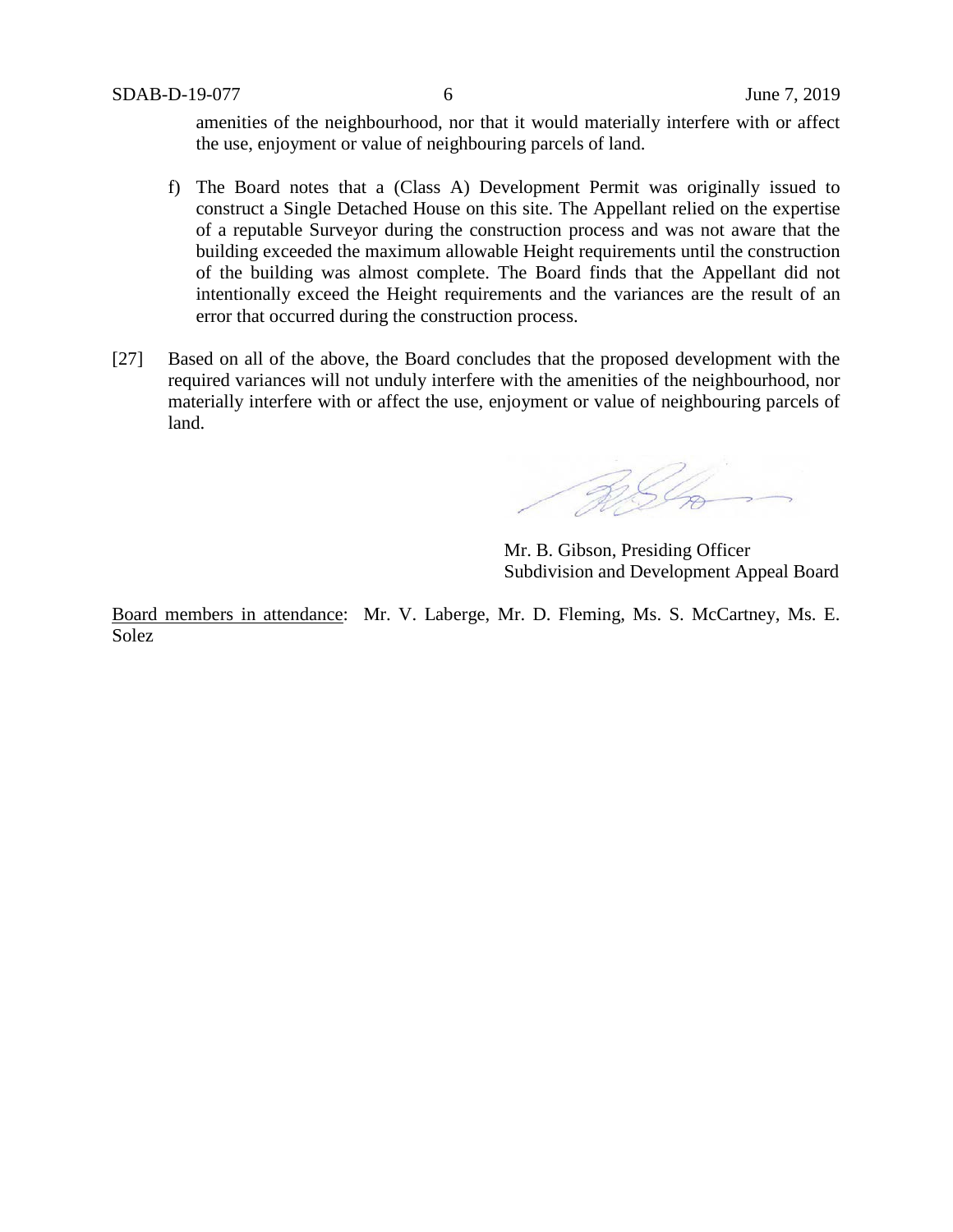amenities of the neighbourhood, nor that it would materially interfere with or affect the use, enjoyment or value of neighbouring parcels of land.

f) The Board notes that a (Class A) Development Permit was originally issued to construct a Single Detached House on this site. The Appellant relied on the expertise of a reputable Surveyor during the construction process and was not aware that the building exceeded the maximum allowable Height requirements until the construction of the building was almost complete. The Board finds that the Appellant did not intentionally exceed the Height requirements and the variances are the result of an error that occurred during the construction process.

[27] Based on all of the above, the Board concludes that the proposed development with the required variances will not unduly interfere with the amenities of the neighbourhood, nor materially interfere with or affect the use, enjoyment or value of neighbouring parcels of land.

Mr. B. Gibson, Presiding Officer
Subdivision and Development Appeal Board

Board members in attendance: Mr. V. Laberge, Mr. D. Fleming, Ms. S. McCartney, Ms. E. Solez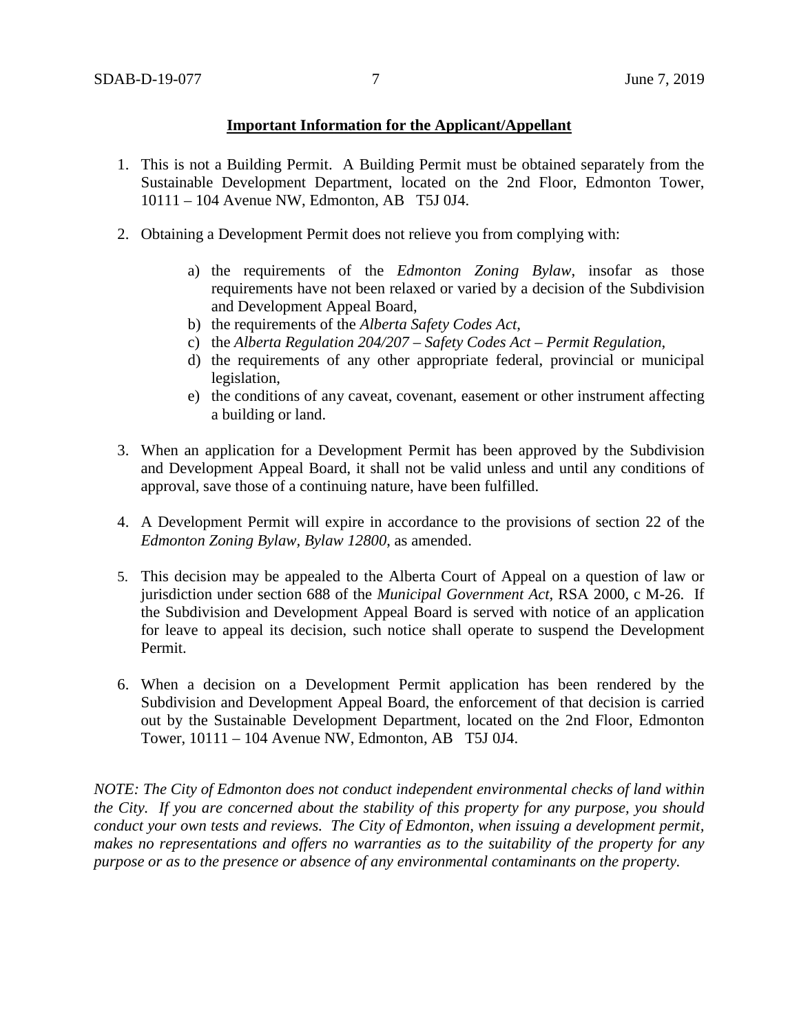**Important Information for the Applicant/Appellant**

1. This is not a Building Permit. A Building Permit must be obtained separately from the Sustainable Development Department, located on the 2nd Floor, Edmonton Tower, 10111 – 104 Avenue NW, Edmonton, AB T5J 0J4.

2. Obtaining a Development Permit does not relieve you from complying with:

    a) the requirements of the *Edmonton Zoning Bylaw*, insofar as those requirements have not been relaxed or varied by a decision of the Subdivision and Development Appeal Board,
    b) the requirements of the *Alberta Safety Codes Act*,
    c) the *Alberta Regulation 204/207 – Safety Codes Act – Permit Regulation*,
    d) the requirements of any other appropriate federal, provincial or municipal legislation,
    e) the conditions of any caveat, covenant, easement or other instrument affecting a building or land.

3. When an application for a Development Permit has been approved by the Subdivision and Development Appeal Board, it shall not be valid unless and until any conditions of approval, save those of a continuing nature, have been fulfilled.

4. A Development Permit will expire in accordance to the provisions of section 22 of the *Edmonton Zoning Bylaw, Bylaw 12800*, as amended.

5. This decision may be appealed to the Alberta Court of Appeal on a question of law or jurisdiction under section 688 of the *Municipal Government Act*, RSA 2000, c M-26. If the Subdivision and Development Appeal Board is served with notice of an application for leave to appeal its decision, such notice shall operate to suspend the Development Permit.

6. When a decision on a Development Permit application has been rendered by the Subdivision and Development Appeal Board, the enforcement of that decision is carried out by the Sustainable Development Department, located on the 2nd Floor, Edmonton Tower, 10111 – 104 Avenue NW, Edmonton, AB T5J 0J4.

*NOTE: The City of Edmonton does not conduct independent environmental checks of land within the City. If you are concerned about the stability of this property for any purpose, you should conduct your own tests and reviews. The City of Edmonton, when issuing a development permit, makes no representations and offers no warranties as to the suitability of the property for any purpose or as to the presence or absence of any environmental contaminants on the property.*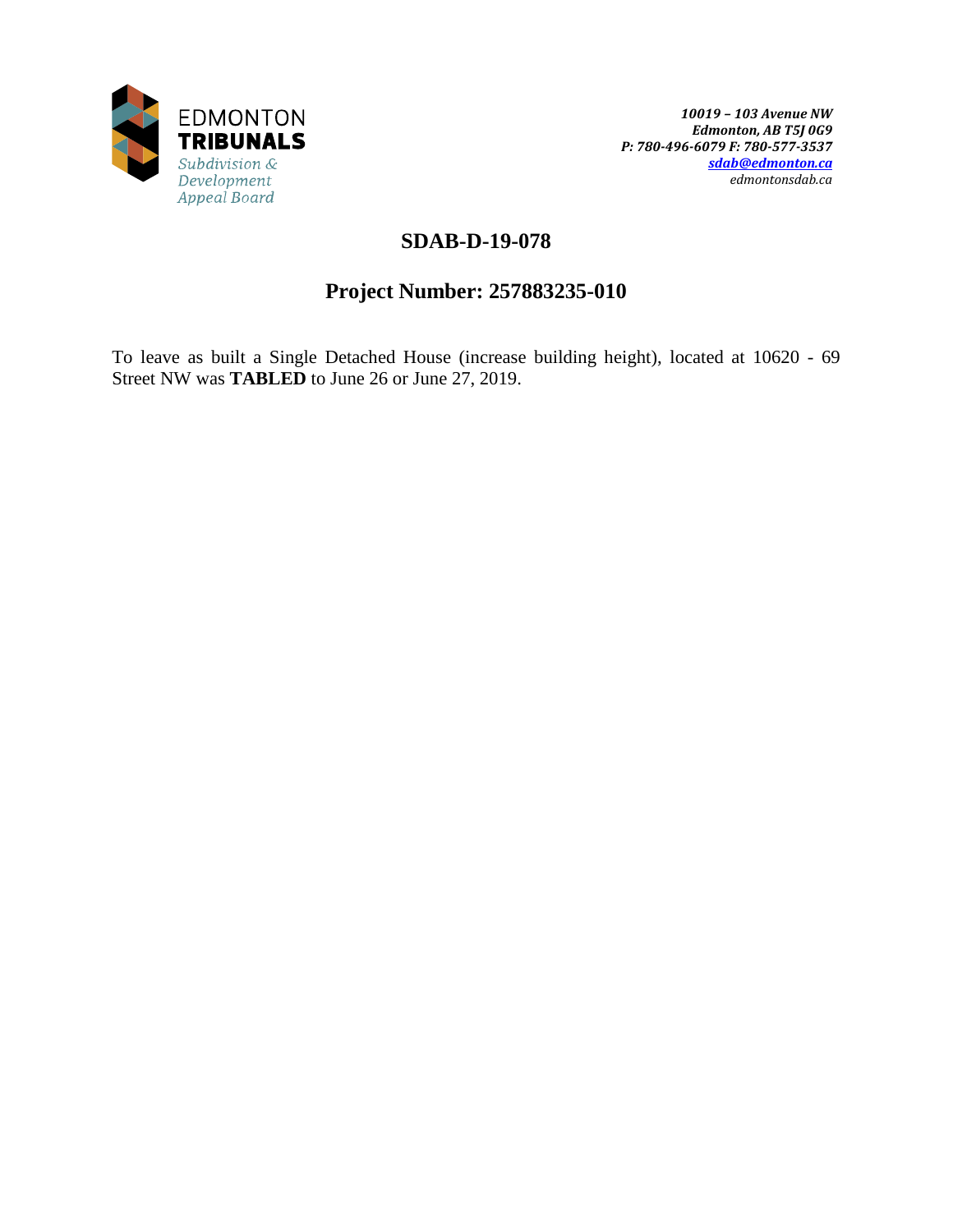EDMONTON
**TRIBUNALS**
*Subdivision & Development Appeal Board*

***10019 – 103 Avenue NW***
***Edmonton, AB T5J 0G9***
***P: 780-496-6079 F: 780-577-3537***
***sdab@edmonton.ca***
*edmontonsdab.ca*

## SDAB-D-19-078

## Project Number: 257883235-010

To leave as built a Single Detached House (increase building height), located at 10620 - 69 Street NW was **TABLED** to June 26 or June 27, 2019.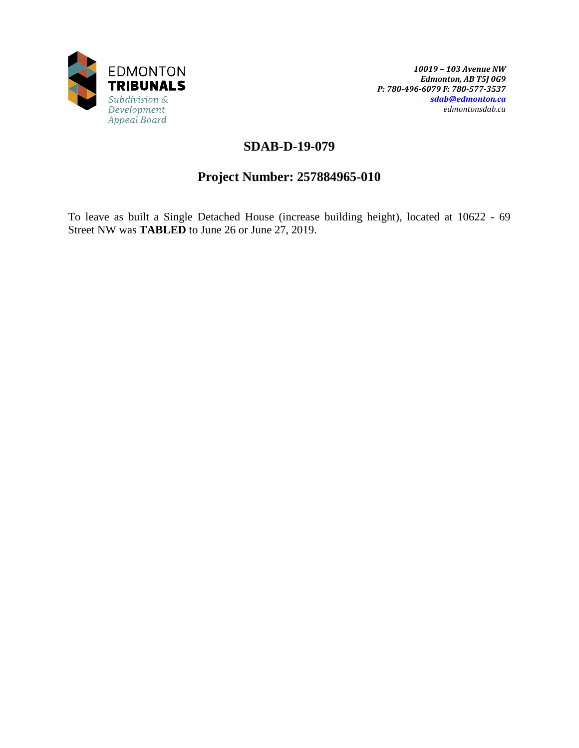EDMONTON
**TRIBUNALS**
*Subdivision &*
*Development*
*Appeal Board*

***10019 – 103 Avenue NW***
***Edmonton, AB T5J 0G9***
***P: 780-496-6079 F: 780-577-3537***
***sdab@edmonton.ca***
*edmontonsdab.ca*

# SDAB-D-19-079

## Project Number: 257884965-010

To leave as built a Single Detached House (increase building height), located at 10622 - 69 Street NW was **TABLED** to June 26 or June 27, 2019.